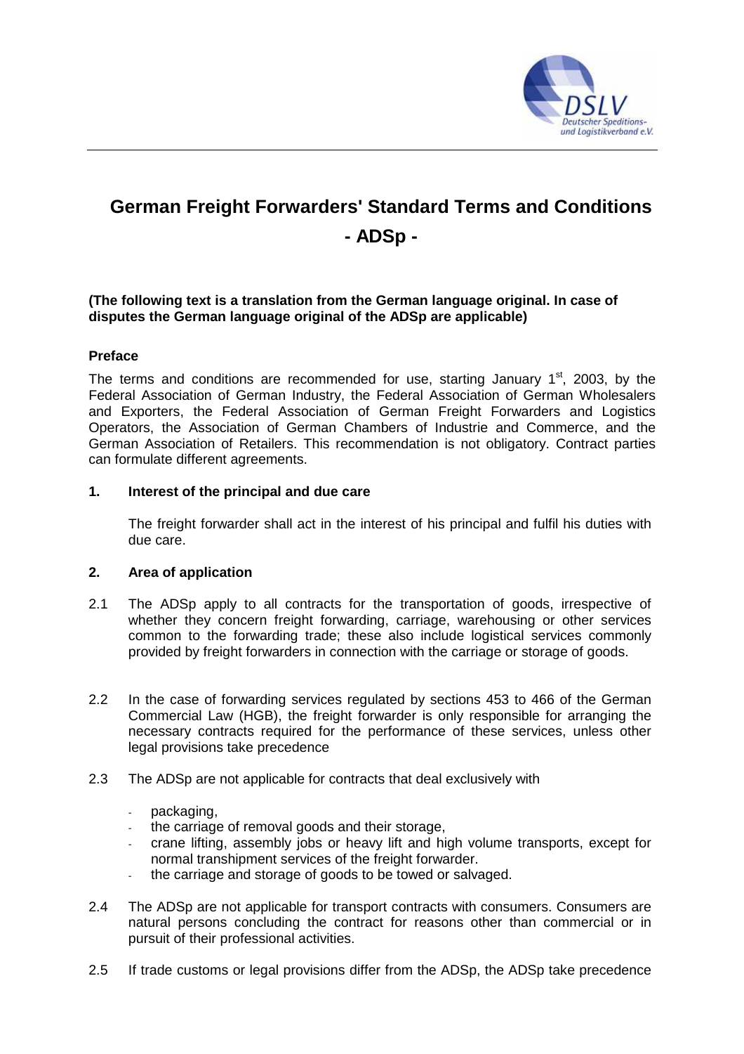# German Freight Forwarders' Standard Terms and Conditions - ADSp -

**(The following text is a translation from the German language original. In case of disputes the German language original of the ADSp are applicable)**

**Preface**

The terms and conditions are recommended for use, starting January 1st, 2003, by the Federal Association of German Industry, the Federal Association of German Wholesalers and Exporters, the Federal Association of German Freight Forwarders and Logistics Operators, the Association of German Chambers of Industrie and Commerce, and the German Association of Retailers. This recommendation is not obligatory. Contract parties can formulate different agreements.

## 1. Interest of the principal and due care

The freight forwarder shall act in the interest of his principal and fulfil his duties with due care.

## 2. Area of application

2.1 The ADSp apply to all contracts for the transportation of goods, irrespective of whether they concern freight forwarding, carriage, warehousing or other services common to the forwarding trade; these also include logistical services commonly provided by freight forwarders in connection with the carriage or storage of goods.

2.2 In the case of forwarding services regulated by sections 453 to 466 of the German Commercial Law (HGB), the freight forwarder is only responsible for arranging the necessary contracts required for the performance of these services, unless other legal provisions take precedence

2.3 The ADSp are not applicable for contracts that deal exclusively with

- packaging,
- the carriage of removal goods and their storage,
- crane lifting, assembly jobs or heavy lift and high volume transports, except for normal transhipment services of the freight forwarder.
- the carriage and storage of goods to be towed or salvaged.

2.4 The ADSp are not applicable for transport contracts with consumers. Consumers are natural persons concluding the contract for reasons other than commercial or in pursuit of their professional activities.

2.5 If trade customs or legal provisions differ from the ADSp, the ADSp take precedence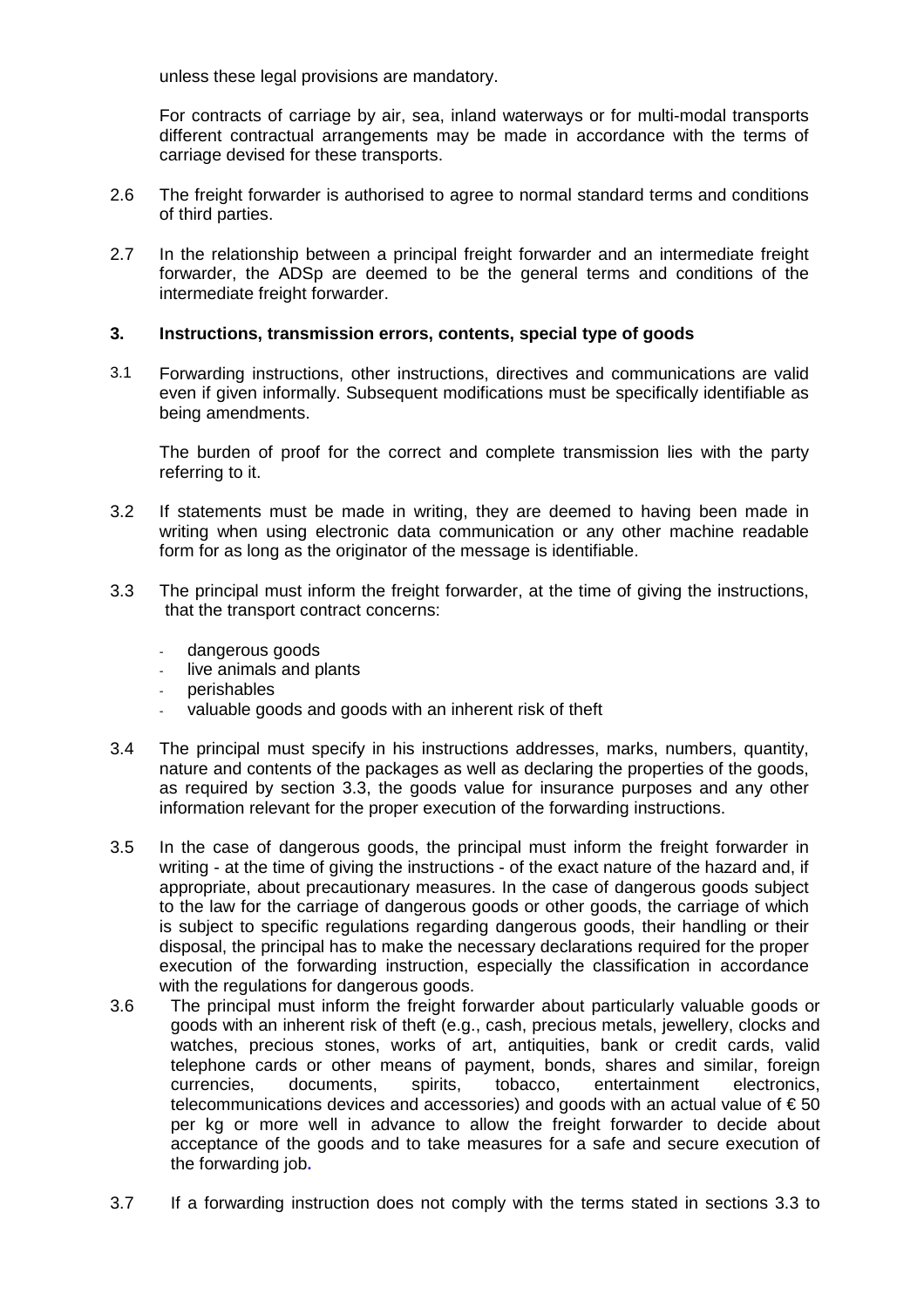unless these legal provisions are mandatory.

For contracts of carriage by air, sea, inland waterways or for multi-modal transports different contractual arrangements may be made in accordance with the terms of carriage devised for these transports.

2.6 The freight forwarder is authorised to agree to normal standard terms and conditions of third parties.

2.7 In the relationship between a principal freight forwarder and an intermediate freight forwarder, the ADSp are deemed to be the general terms and conditions of the intermediate freight forwarder.

### 3. Instructions, transmission errors, contents, special type of goods

3.1 Forwarding instructions, other instructions, directives and communications are valid even if given informally. Subsequent modifications must be specifically identifiable as being amendments.

The burden of proof for the correct and complete transmission lies with the party referring to it.

3.2 If statements must be made in writing, they are deemed to having been made in writing when using electronic data communication or any other machine readable form for as long as the originator of the message is identifiable.

3.3 The principal must inform the freight forwarder, at the time of giving the instructions, that the transport contract concerns:

- dangerous goods
- live animals and plants
- perishables
- valuable goods and goods with an inherent risk of theft

3.4 The principal must specify in his instructions addresses, marks, numbers, quantity, nature and contents of the packages as well as declaring the properties of the goods, as required by section 3.3, the goods value for insurance purposes and any other information relevant for the proper execution of the forwarding instructions.

3.5 In the case of dangerous goods, the principal must inform the freight forwarder in writing - at the time of giving the instructions - of the exact nature of the hazard and, if appropriate, about precautionary measures. In the case of dangerous goods subject to the law for the carriage of dangerous goods or other goods, the carriage of which is subject to specific regulations regarding dangerous goods, their handling or their disposal, the principal has to make the necessary declarations required for the proper execution of the forwarding instruction, especially the classification in accordance with the regulations for dangerous goods.

3.6 The principal must inform the freight forwarder about particularly valuable goods or goods with an inherent risk of theft (e.g., cash, precious metals, jewellery, clocks and watches, precious stones, works of art, antiquities, bank or credit cards, valid telephone cards or other means of payment, bonds, shares and similar, foreign currencies, documents, spirits, tobacco, entertainment electronics, telecommunications devices and accessories) and goods with an actual value of € 50 per kg or more well in advance to allow the freight forwarder to decide about acceptance of the goods and to take measures for a safe and secure execution of the forwarding job.

3.7 If a forwarding instruction does not comply with the terms stated in sections 3.3 to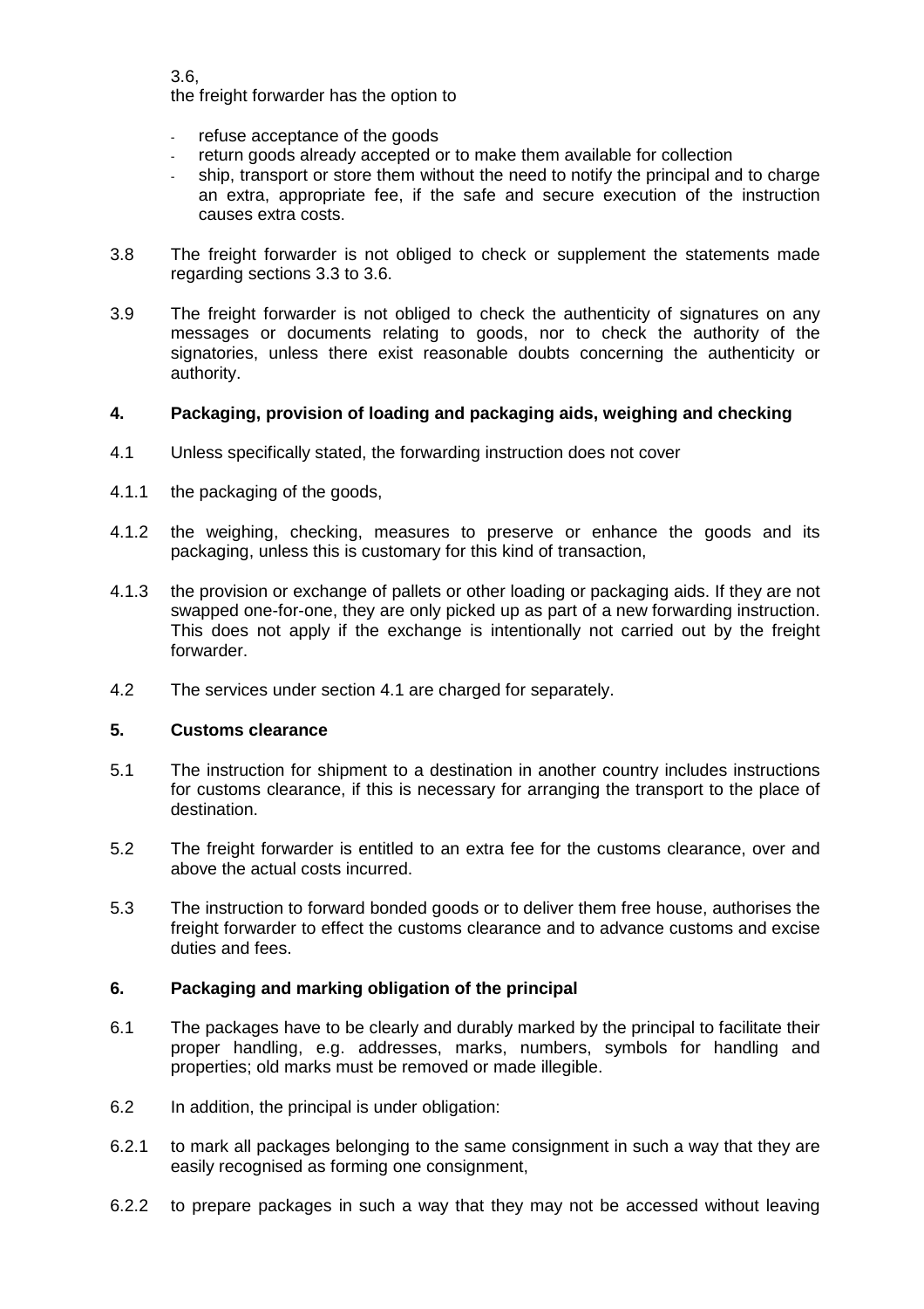3.6,
the freight forwarder has the option to

- refuse acceptance of the goods
- return goods already accepted or to make them available for collection
- ship, transport or store them without the need to notify the principal and to charge an extra, appropriate fee, if the safe and secure execution of the instruction causes extra costs.

3.8 The freight forwarder is not obliged to check or supplement the statements made regarding sections 3.3 to 3.6.

3.9 The freight forwarder is not obliged to check the authenticity of signatures on any messages or documents relating to goods, nor to check the authority of the signatories, unless there exist reasonable doubts concerning the authenticity or authority.

## 4. Packaging, provision of loading and packaging aids, weighing and checking

4.1 Unless specifically stated, the forwarding instruction does not cover

4.1.1 the packaging of the goods,

4.1.2 the weighing, checking, measures to preserve or enhance the goods and its packaging, unless this is customary for this kind of transaction,

4.1.3 the provision or exchange of pallets or other loading or packaging aids. If they are not swapped one-for-one, they are only picked up as part of a new forwarding instruction. This does not apply if the exchange is intentionally not carried out by the freight forwarder.

4.2 The services under section 4.1 are charged for separately.

## 5. Customs clearance

5.1 The instruction for shipment to a destination in another country includes instructions for customs clearance, if this is necessary for arranging the transport to the place of destination.

5.2 The freight forwarder is entitled to an extra fee for the customs clearance, over and above the actual costs incurred.

5.3 The instruction to forward bonded goods or to deliver them free house, authorises the freight forwarder to effect the customs clearance and to advance customs and excise duties and fees.

## 6. Packaging and marking obligation of the principal

6.1 The packages have to be clearly and durably marked by the principal to facilitate their proper handling, e.g. addresses, marks, numbers, symbols for handling and properties; old marks must be removed or made illegible.

6.2 In addition, the principal is under obligation:

6.2.1 to mark all packages belonging to the same consignment in such a way that they are easily recognised as forming one consignment,

6.2.2 to prepare packages in such a way that they may not be accessed without leaving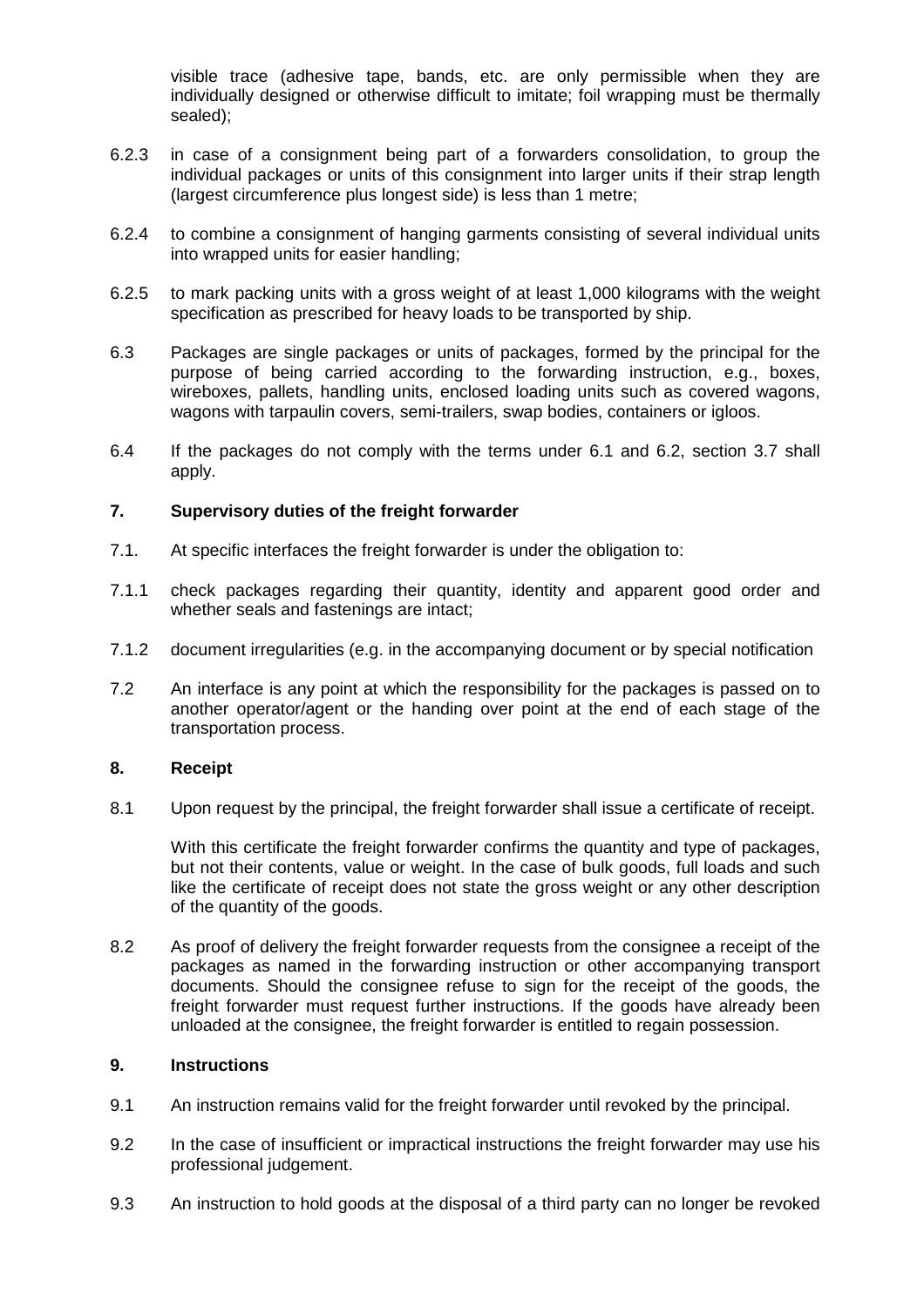visible trace (adhesive tape, bands, etc. are only permissible when they are individually designed or otherwise difficult to imitate; foil wrapping must be thermally sealed);

6.2.3 in case of a consignment being part of a forwarders consolidation, to group the individual packages or units of this consignment into larger units if their strap length (largest circumference plus longest side) is less than 1 metre;

6.2.4 to combine a consignment of hanging garments consisting of several individual units into wrapped units for easier handling;

6.2.5 to mark packing units with a gross weight of at least 1,000 kilograms with the weight specification as prescribed for heavy loads to be transported by ship.

6.3 Packages are single packages or units of packages, formed by the principal for the purpose of being carried according to the forwarding instruction, e.g., boxes, wireboxes, pallets, handling units, enclosed loading units such as covered wagons, wagons with tarpaulin covers, semi-trailers, swap bodies, containers or igloos.

6.4 If the packages do not comply with the terms under 6.1 and 6.2, section 3.7 shall apply.

## 7. Supervisory duties of the freight forwarder

7.1. At specific interfaces the freight forwarder is under the obligation to:

7.1.1 check packages regarding their quantity, identity and apparent good order and whether seals and fastenings are intact;

7.1.2 document irregularities (e.g. in the accompanying document or by special notification

7.2 An interface is any point at which the responsibility for the packages is passed on to another operator/agent or the handing over point at the end of each stage of the transportation process.

## 8. Receipt

8.1 Upon request by the principal, the freight forwarder shall issue a certificate of receipt.

With this certificate the freight forwarder confirms the quantity and type of packages, but not their contents, value or weight. In the case of bulk goods, full loads and such like the certificate of receipt does not state the gross weight or any other description of the quantity of the goods.

8.2 As proof of delivery the freight forwarder requests from the consignee a receipt of the packages as named in the forwarding instruction or other accompanying transport documents. Should the consignee refuse to sign for the receipt of the goods, the freight forwarder must request further instructions. If the goods have already been unloaded at the consignee, the freight forwarder is entitled to regain possession.

## 9. Instructions

9.1 An instruction remains valid for the freight forwarder until revoked by the principal.

9.2 In the case of insufficient or impractical instructions the freight forwarder may use his professional judgement.

9.3 An instruction to hold goods at the disposal of a third party can no longer be revoked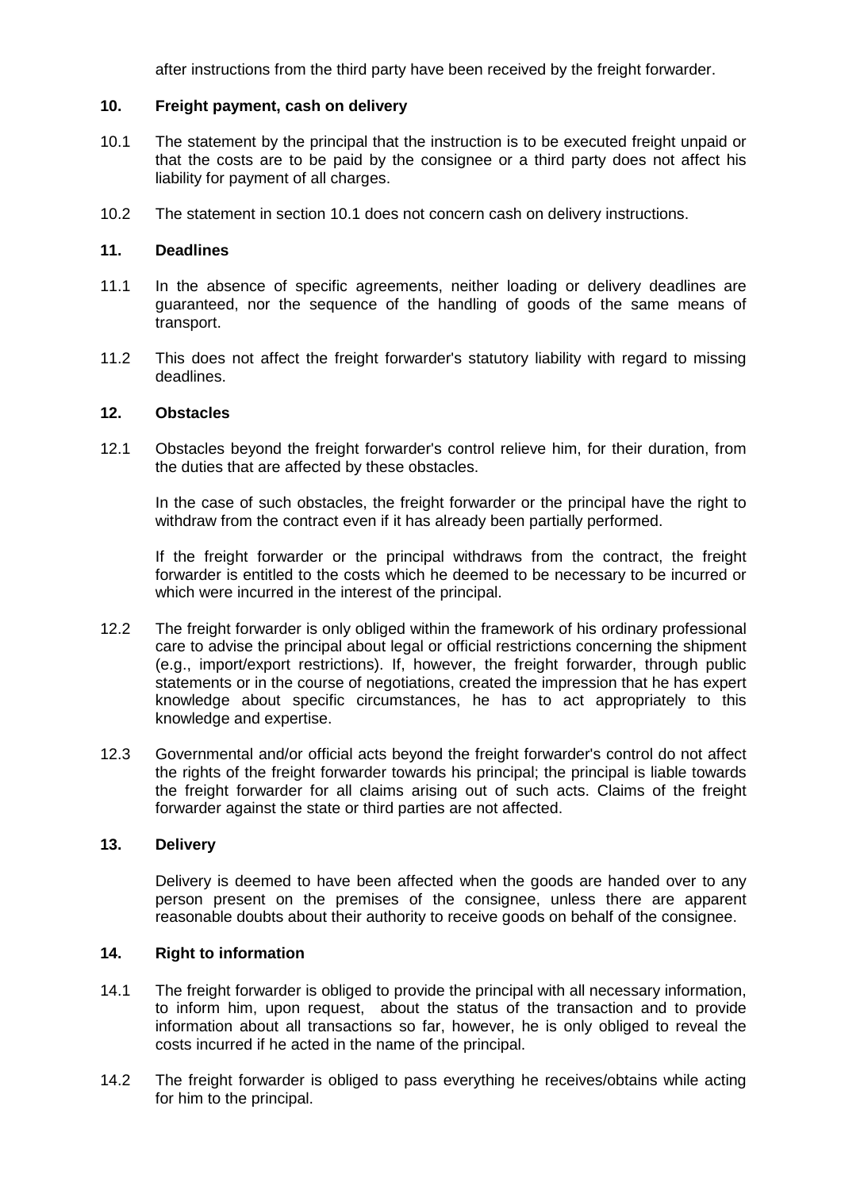after instructions from the third party have been received by the freight forwarder.

## 10. Freight payment, cash on delivery

10.1 The statement by the principal that the instruction is to be executed freight unpaid or that the costs are to be paid by the consignee or a third party does not affect his liability for payment of all charges.

10.2 The statement in section 10.1 does not concern cash on delivery instructions.

## 11. Deadlines

11.1 In the absence of specific agreements, neither loading or delivery deadlines are guaranteed, nor the sequence of the handling of goods of the same means of transport.

11.2 This does not affect the freight forwarder's statutory liability with regard to missing deadlines.

## 12. Obstacles

12.1 Obstacles beyond the freight forwarder's control relieve him, for their duration, from the duties that are affected by these obstacles.

In the case of such obstacles, the freight forwarder or the principal have the right to withdraw from the contract even if it has already been partially performed.

If the freight forwarder or the principal withdraws from the contract, the freight forwarder is entitled to the costs which he deemed to be necessary to be incurred or which were incurred in the interest of the principal.

12.2 The freight forwarder is only obliged within the framework of his ordinary professional care to advise the principal about legal or official restrictions concerning the shipment (e.g., import/export restrictions). If, however, the freight forwarder, through public statements or in the course of negotiations, created the impression that he has expert knowledge about specific circumstances, he has to act appropriately to this knowledge and expertise.

12.3 Governmental and/or official acts beyond the freight forwarder's control do not affect the rights of the freight forwarder towards his principal; the principal is liable towards the freight forwarder for all claims arising out of such acts. Claims of the freight forwarder against the state or third parties are not affected.

## 13. Delivery

Delivery is deemed to have been affected when the goods are handed over to any person present on the premises of the consignee, unless there are apparent reasonable doubts about their authority to receive goods on behalf of the consignee.

## 14. Right to information

14.1 The freight forwarder is obliged to provide the principal with all necessary information, to inform him, upon request, about the status of the transaction and to provide information about all transactions so far, however, he is only obliged to reveal the costs incurred if he acted in the name of the principal.

14.2 The freight forwarder is obliged to pass everything he receives/obtains while acting for him to the principal.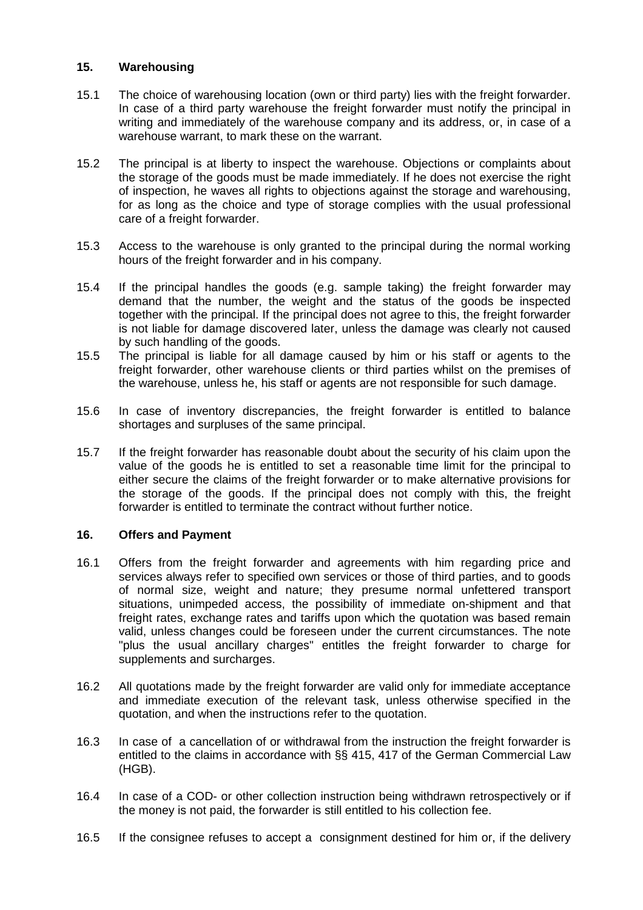## 15. Warehousing

15.1 The choice of warehousing location (own or third party) lies with the freight forwarder. In case of a third party warehouse the freight forwarder must notify the principal in writing and immediately of the warehouse company and its address, or, in case of a warehouse warrant, to mark these on the warrant.

15.2 The principal is at liberty to inspect the warehouse. Objections or complaints about the storage of the goods must be made immediately. If he does not exercise the right of inspection, he waves all rights to objections against the storage and warehousing, for as long as the choice and type of storage complies with the usual professional care of a freight forwarder.

15.3 Access to the warehouse is only granted to the principal during the normal working hours of the freight forwarder and in his company.

15.4 If the principal handles the goods (e.g. sample taking) the freight forwarder may demand that the number, the weight and the status of the goods be inspected together with the principal. If the principal does not agree to this, the freight forwarder is not liable for damage discovered later, unless the damage was clearly not caused by such handling of the goods.

15.5 The principal is liable for all damage caused by him or his staff or agents to the freight forwarder, other warehouse clients or third parties whilst on the premises of the warehouse, unless he, his staff or agents are not responsible for such damage.

15.6 In case of inventory discrepancies, the freight forwarder is entitled to balance shortages and surpluses of the same principal.

15.7 If the freight forwarder has reasonable doubt about the security of his claim upon the value of the goods he is entitled to set a reasonable time limit for the principal to either secure the claims of the freight forwarder or to make alternative provisions for the storage of the goods. If the principal does not comply with this, the freight forwarder is entitled to terminate the contract without further notice.

## 16. Offers and Payment

16.1 Offers from the freight forwarder and agreements with him regarding price and services always refer to specified own services or those of third parties, and to goods of normal size, weight and nature; they presume normal unfettered transport situations, unimpeded access, the possibility of immediate on-shipment and that freight rates, exchange rates and tariffs upon which the quotation was based remain valid, unless changes could be foreseen under the current circumstances. The note "plus the usual ancillary charges" entitles the freight forwarder to charge for supplements and surcharges.

16.2 All quotations made by the freight forwarder are valid only for immediate acceptance and immediate execution of the relevant task, unless otherwise specified in the quotation, and when the instructions refer to the quotation.

16.3 In case of a cancellation of or withdrawal from the instruction the freight forwarder is entitled to the claims in accordance with §§ 415, 417 of the German Commercial Law (HGB).

16.4 In case of a COD- or other collection instruction being withdrawn retrospectively or if the money is not paid, the forwarder is still entitled to his collection fee.

16.5 If the consignee refuses to accept a consignment destined for him or, if the delivery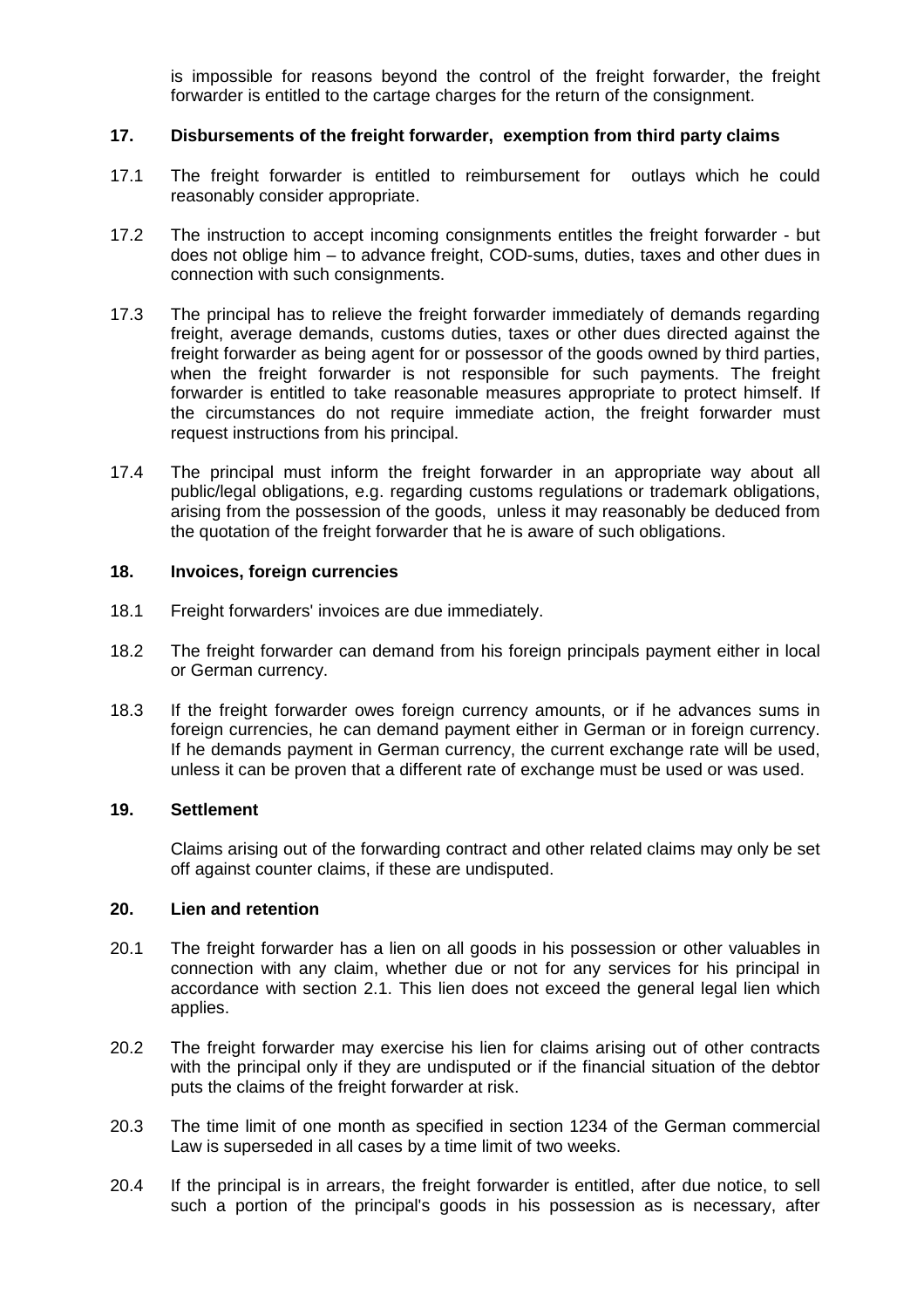is impossible for reasons beyond the control of the freight forwarder, the freight forwarder is entitled to the cartage charges for the return of the consignment.

## 17. Disbursements of the freight forwarder, exemption from third party claims

17.1 The freight forwarder is entitled to reimbursement for outlays which he could reasonably consider appropriate.

17.2 The instruction to accept incoming consignments entitles the freight forwarder - but does not oblige him – to advance freight, COD-sums, duties, taxes and other dues in connection with such consignments.

17.3 The principal has to relieve the freight forwarder immediately of demands regarding freight, average demands, customs duties, taxes or other dues directed against the freight forwarder as being agent for or possessor of the goods owned by third parties, when the freight forwarder is not responsible for such payments. The freight forwarder is entitled to take reasonable measures appropriate to protect himself. If the circumstances do not require immediate action, the freight forwarder must request instructions from his principal.

17.4 The principal must inform the freight forwarder in an appropriate way about all public/legal obligations, e.g. regarding customs regulations or trademark obligations, arising from the possession of the goods, unless it may reasonably be deduced from the quotation of the freight forwarder that he is aware of such obligations.

## 18. Invoices, foreign currencies

18.1 Freight forwarders' invoices are due immediately.

18.2 The freight forwarder can demand from his foreign principals payment either in local or German currency.

18.3 If the freight forwarder owes foreign currency amounts, or if he advances sums in foreign currencies, he can demand payment either in German or in foreign currency. If he demands payment in German currency, the current exchange rate will be used, unless it can be proven that a different rate of exchange must be used or was used.

## 19. Settlement

Claims arising out of the forwarding contract and other related claims may only be set off against counter claims, if these are undisputed.

## 20. Lien and retention

20.1 The freight forwarder has a lien on all goods in his possession or other valuables in connection with any claim, whether due or not for any services for his principal in accordance with section 2.1. This lien does not exceed the general legal lien which applies.

20.2 The freight forwarder may exercise his lien for claims arising out of other contracts with the principal only if they are undisputed or if the financial situation of the debtor puts the claims of the freight forwarder at risk.

20.3 The time limit of one month as specified in section 1234 of the German commercial Law is superseded in all cases by a time limit of two weeks.

20.4 If the principal is in arrears, the freight forwarder is entitled, after due notice, to sell such a portion of the principal's goods in his possession as is necessary, after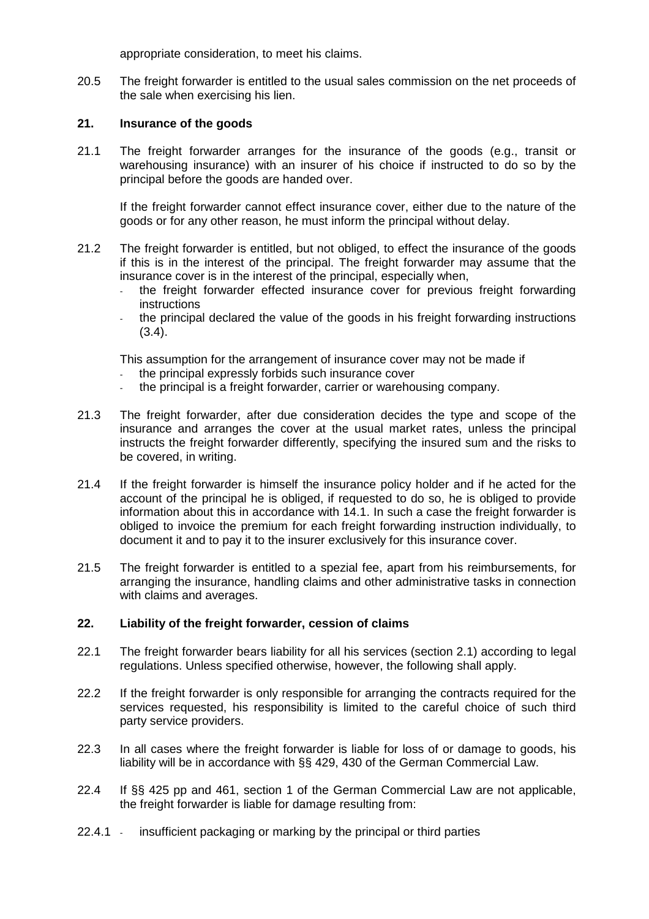appropriate consideration, to meet his claims.

20.5 The freight forwarder is entitled to the usual sales commission on the net proceeds of the sale when exercising his lien.

## 21. Insurance of the goods

21.1 The freight forwarder arranges for the insurance of the goods (e.g., transit or warehousing insurance) with an insurer of his choice if instructed to do so by the principal before the goods are handed over.

If the freight forwarder cannot effect insurance cover, either due to the nature of the goods or for any other reason, he must inform the principal without delay.

21.2 The freight forwarder is entitled, but not obliged, to effect the insurance of the goods if this is in the interest of the principal. The freight forwarder may assume that the insurance cover is in the interest of the principal, especially when,

- the freight forwarder effected insurance cover for previous freight forwarding instructions
- the principal declared the value of the goods in his freight forwarding instructions (3.4).

This assumption for the arrangement of insurance cover may not be made if

- the principal expressly forbids such insurance cover
- the principal is a freight forwarder, carrier or warehousing company.

21.3 The freight forwarder, after due consideration decides the type and scope of the insurance and arranges the cover at the usual market rates, unless the principal instructs the freight forwarder differently, specifying the insured sum and the risks to be covered, in writing.

21.4 If the freight forwarder is himself the insurance policy holder and if he acted for the account of the principal he is obliged, if requested to do so, he is obliged to provide information about this in accordance with 14.1. In such a case the freight forwarder is obliged to invoice the premium for each freight forwarding instruction individually, to document it and to pay it to the insurer exclusively for this insurance cover.

21.5 The freight forwarder is entitled to a spezial fee, apart from his reimbursements, for arranging the insurance, handling claims and other administrative tasks in connection with claims and averages.

## 22. Liability of the freight forwarder, cession of claims

22.1 The freight forwarder bears liability for all his services (section 2.1) according to legal regulations. Unless specified otherwise, however, the following shall apply.

22.2 If the freight forwarder is only responsible for arranging the contracts required for the services requested, his responsibility is limited to the careful choice of such third party service providers.

22.3 In all cases where the freight forwarder is liable for loss of or damage to goods, his liability will be in accordance with §§ 429, 430 of the German Commercial Law.

22.4 If §§ 425 pp and 461, section 1 of the German Commercial Law are not applicable, the freight forwarder is liable for damage resulting from:

22.4.1 - insufficient packaging or marking by the principal or third parties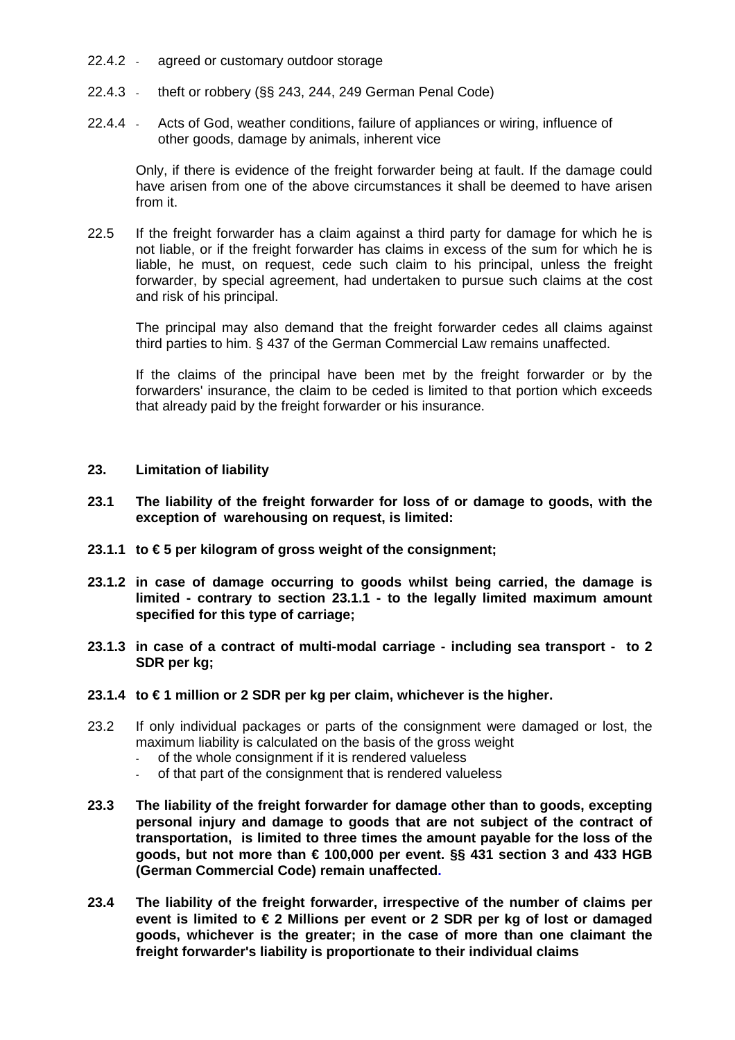22.4.2 - agreed or customary outdoor storage

22.4.3 - theft or robbery (§§ 243, 244, 249 German Penal Code)

22.4.4 - Acts of God, weather conditions, failure of appliances or wiring, influence of other goods, damage by animals, inherent vice

Only, if there is evidence of the freight forwarder being at fault. If the damage could have arisen from one of the above circumstances it shall be deemed to have arisen from it.

22.5 If the freight forwarder has a claim against a third party for damage for which he is not liable, or if the freight forwarder has claims in excess of the sum for which he is liable, he must, on request, cede such claim to his principal, unless the freight forwarder, by special agreement, had undertaken to pursue such claims at the cost and risk of his principal.

The principal may also demand that the freight forwarder cedes all claims against third parties to him. § 437 of the German Commercial Law remains unaffected.

If the claims of the principal have been met by the freight forwarder or by the forwarders' insurance, the claim to be ceded is limited to that portion which exceeds that already paid by the freight forwarder or his insurance.

**23. Limitation of liability**

**23.1 The liability of the freight forwarder for loss of or damage to goods, with the exception of warehousing on request, is limited:**

**23.1.1 to € 5 per kilogram of gross weight of the consignment;**

**23.1.2 in case of damage occurring to goods whilst being carried, the damage is limited - contrary to section 23.1.1 - to the legally limited maximum amount specified for this type of carriage;**

**23.1.3 in case of a contract of multi-modal carriage - including sea transport - to 2 SDR per kg;**

**23.1.4 to € 1 million or 2 SDR per kg per claim, whichever is the higher.**

23.2 If only individual packages or parts of the consignment were damaged or lost, the maximum liability is calculated on the basis of the gross weight

- of the whole consignment if it is rendered valueless
- of that part of the consignment that is rendered valueless

**23.3 The liability of the freight forwarder for damage other than to goods, excepting personal injury and damage to goods that are not subject of the contract of transportation, is limited to three times the amount payable for the loss of the goods, but not more than € 100,000 per event. §§ 431 section 3 and 433 HGB (German Commercial Code) remain unaffected.**

**23.4 The liability of the freight forwarder, irrespective of the number of claims per event is limited to € 2 Millions per event or 2 SDR per kg of lost or damaged goods, whichever is the greater; in the case of more than one claimant the freight forwarder's liability is proportionate to their individual claims**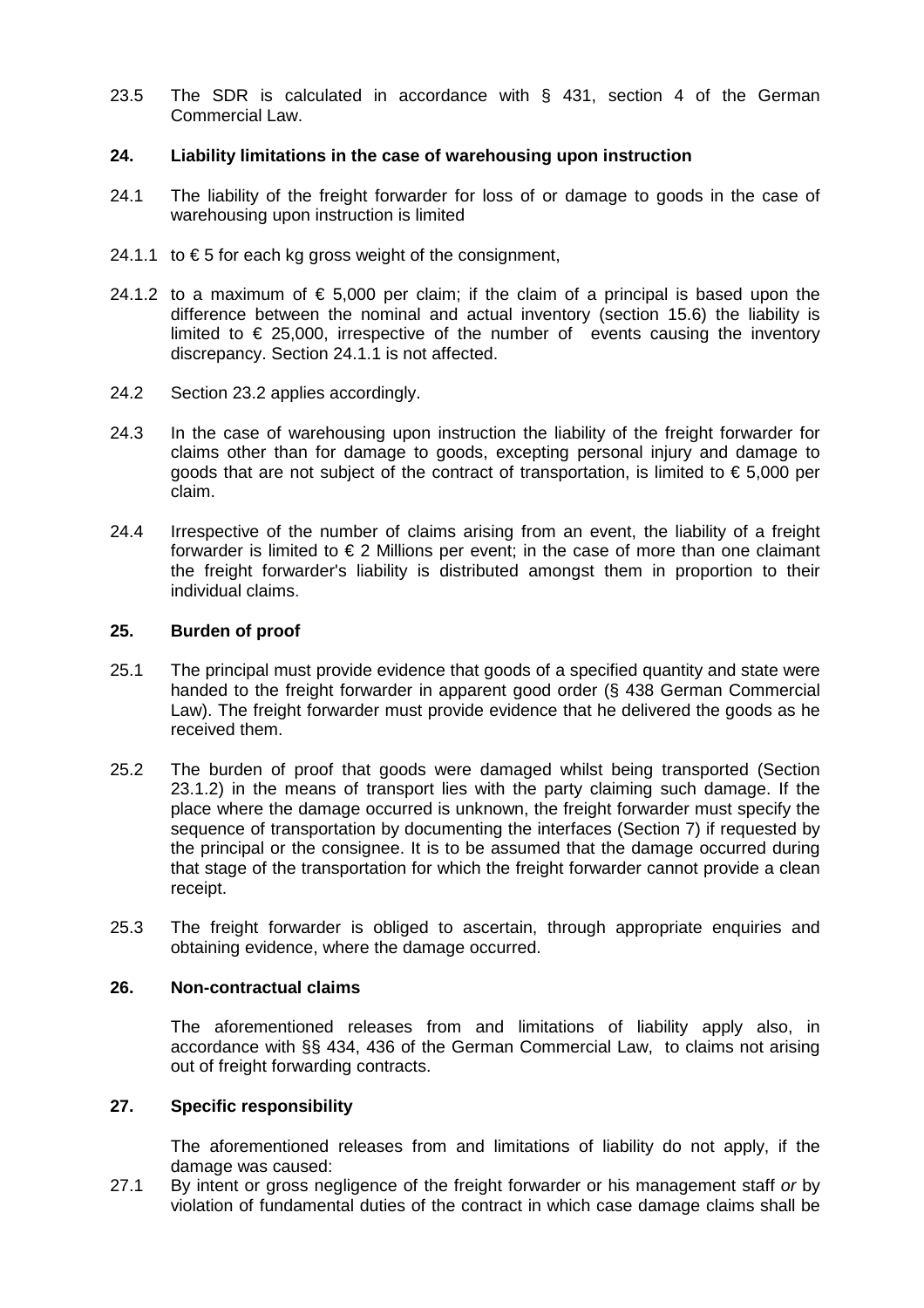23.5 The SDR is calculated in accordance with § 431, section 4 of the German Commercial Law.

## 24. Liability limitations in the case of warehousing upon instruction

24.1 The liability of the freight forwarder for loss of or damage to goods in the case of warehousing upon instruction is limited

24.1.1 to € 5 for each kg gross weight of the consignment,

24.1.2 to a maximum of € 5,000 per claim; if the claim of a principal is based upon the difference between the nominal and actual inventory (section 15.6) the liability is limited to € 25,000, irrespective of the number of events causing the inventory discrepancy. Section 24.1.1 is not affected.

24.2 Section 23.2 applies accordingly.

24.3 In the case of warehousing upon instruction the liability of the freight forwarder for claims other than for damage to goods, excepting personal injury and damage to goods that are not subject of the contract of transportation, is limited to € 5,000 per claim.

24.4 Irrespective of the number of claims arising from an event, the liability of a freight forwarder is limited to € 2 Millions per event; in the case of more than one claimant the freight forwarder's liability is distributed amongst them in proportion to their individual claims.

## 25. Burden of proof

25.1 The principal must provide evidence that goods of a specified quantity and state were handed to the freight forwarder in apparent good order (§ 438 German Commercial Law). The freight forwarder must provide evidence that he delivered the goods as he received them.

25.2 The burden of proof that goods were damaged whilst being transported (Section 23.1.2) in the means of transport lies with the party claiming such damage. If the place where the damage occurred is unknown, the freight forwarder must specify the sequence of transportation by documenting the interfaces (Section 7) if requested by the principal or the consignee. It is to be assumed that the damage occurred during that stage of the transportation for which the freight forwarder cannot provide a clean receipt.

25.3 The freight forwarder is obliged to ascertain, through appropriate enquiries and obtaining evidence, where the damage occurred.

## 26. Non-contractual claims

The aforementioned releases from and limitations of liability apply also, in accordance with §§ 434, 436 of the German Commercial Law, to claims not arising out of freight forwarding contracts.

## 27. Specific responsibility

The aforementioned releases from and limitations of liability do not apply, if the damage was caused:

27.1 By intent or gross negligence of the freight forwarder or his management staff *or* by violation of fundamental duties of the contract in which case damage claims shall be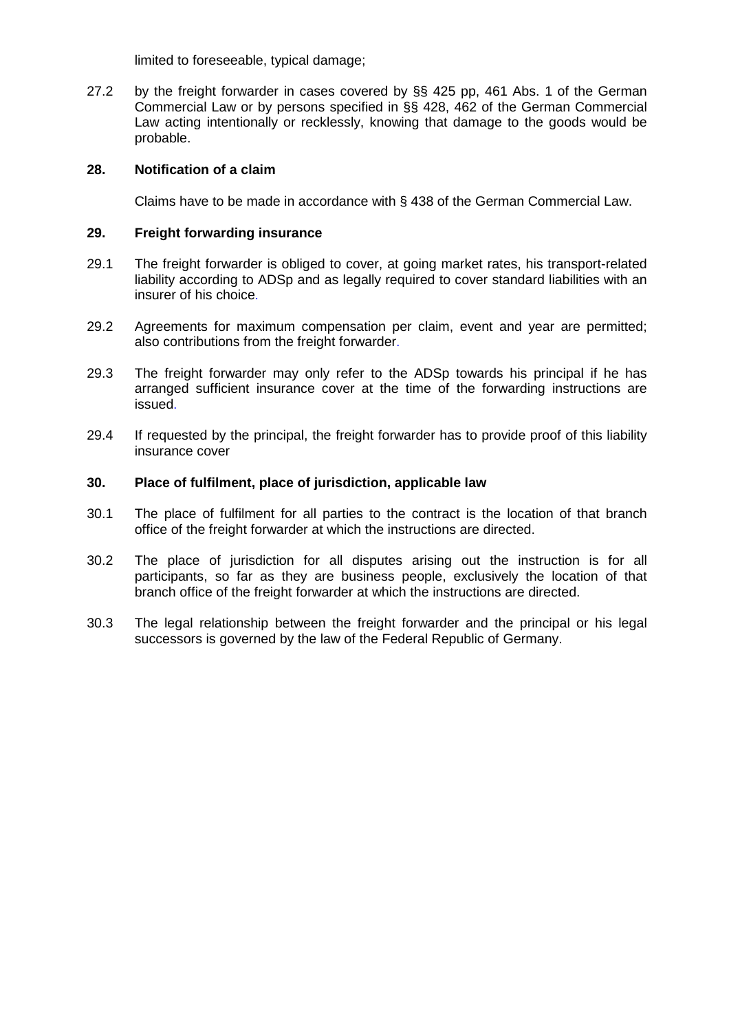limited to foreseeable, typical damage;

27.2 by the freight forwarder in cases covered by §§ 425 pp, 461 Abs. 1 of the German Commercial Law or by persons specified in §§ 428, 462 of the German Commercial Law acting intentionally or recklessly, knowing that damage to the goods would be probable.

## 28. Notification of a claim

Claims have to be made in accordance with § 438 of the German Commercial Law.

## 29. Freight forwarding insurance

29.1 The freight forwarder is obliged to cover, at going market rates, his transport-related liability according to ADSp and as legally required to cover standard liabilities with an insurer of his choice.

29.2 Agreements for maximum compensation per claim, event and year are permitted; also contributions from the freight forwarder.

29.3 The freight forwarder may only refer to the ADSp towards his principal if he has arranged sufficient insurance cover at the time of the forwarding instructions are issued.

29.4 If requested by the principal, the freight forwarder has to provide proof of this liability insurance cover

## 30. Place of fulfilment, place of jurisdiction, applicable law

30.1 The place of fulfilment for all parties to the contract is the location of that branch office of the freight forwarder at which the instructions are directed.

30.2 The place of jurisdiction for all disputes arising out the instruction is for all participants, so far as they are business people, exclusively the location of that branch office of the freight forwarder at which the instructions are directed.

30.3 The legal relationship between the freight forwarder and the principal or his legal successors is governed by the law of the Federal Republic of Germany.